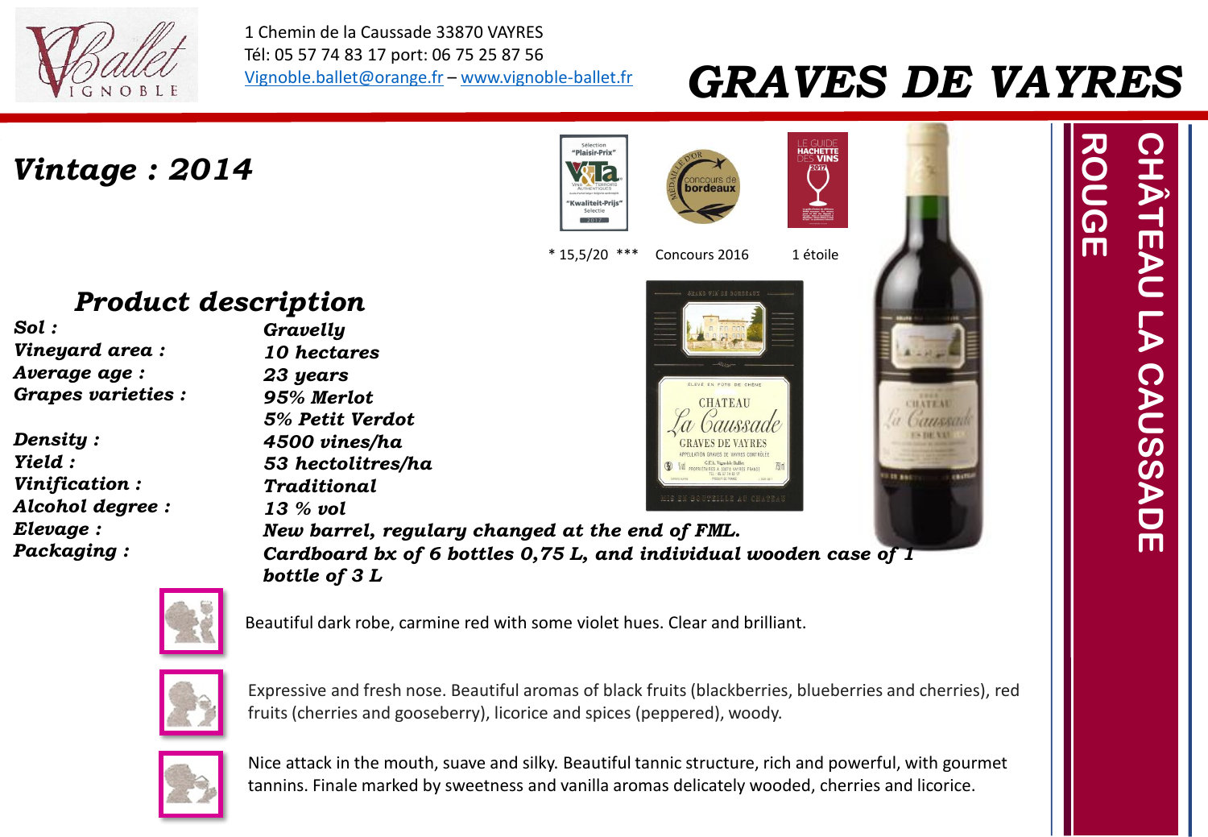1 Chemin de la Caussade 33870 VAYRES
Tél: 05 57 74 83 17 port: 06 75 25 87 56
Vignoble.ballet@orange.fr – www.vignoble-ballet.fr

# GRAVES DE VAYRES

## CHÂTEAU LA CAUSSADE ROUGE

## Vintage : 2014

* 15,5/20 *** Concours 2016 1 étoile

## Product description

| | |
|---|---|
| **Sol :** | **Gravelly** |
| **Vineyard area :** | **10 hectares** |
| **Average age :** | **23 years** |
| **Grapes varieties :** | **95% Merlot** |
| | **5% Petit Verdot** |
| **Density :** | **4500 vines/ha** |
| **Yield :** | **53 hectolitres/ha** |
| **Vinification :** | **Traditional** |
| **Alcohol degree :** | **13 % vol** |
| **Elevage :** | **New barrel, regulary changed at the end of FML.** |
| **Packaging :** | **Cardboard bx of 6 bottles 0,75 L, and individual wooden case of 1 bottle of 3 L** |

Beautiful dark robe, carmine red with some violet hues. Clear and brilliant.

Expressive and fresh nose. Beautiful aromas of black fruits (blackberries, blueberries and cherries), red fruits (cherries and gooseberry), licorice and spices (peppered), woody.

Nice attack in the mouth, suave and silky. Beautiful tannic structure, rich and powerful, with gourmet tannins. Finale marked by sweetness and vanilla aromas delicately wooded, cherries and licorice.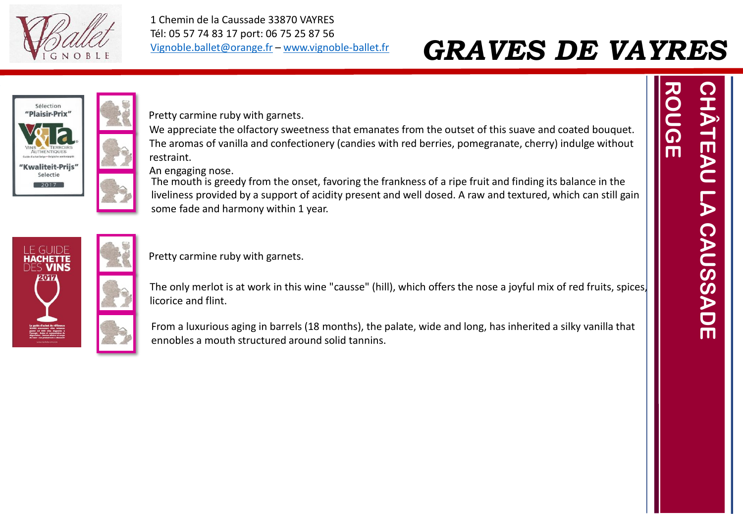1 Chemin de la Caussade 33870 VAYRES
Tél: 05 57 74 83 17 port: 06 75 25 87 56
Vignoble.ballet@orange.fr – www.vignoble-ballet.fr

# GRAVES DE VAYRES

## CHÂTEAU LA CAUSSADE ROUGE

Sélection "Plaisir-Prix"
V&Ta
Vins Terroirs Authentiques
"Kwaliteit-Prijs" Selectie
2017

Pretty carmine ruby with garnets.

We appreciate the olfactory sweetness that emanates from the outset of this suave and coated bouquet. The aromas of vanilla and confectionery (candies with red berries, pomegranate, cherry) indulge without restraint.

An engaging nose.

The mouth is greedy from the onset, favoring the frankness of a ripe fruit and finding its balance in the liveliness provided by a support of acidity present and well dosed. A raw and textured, which can still gain some fade and harmony within 1 year.

Le Guide Hachette des Vins 2017

Pretty carmine ruby with garnets.

The only merlot is at work in this wine "causse" (hill), which offers the nose a joyful mix of red fruits, spices, licorice and flint.

From a luxurious aging in barrels (18 months), the palate, wide and long, has inherited a silky vanilla that ennobles a mouth structured around solid tannins.